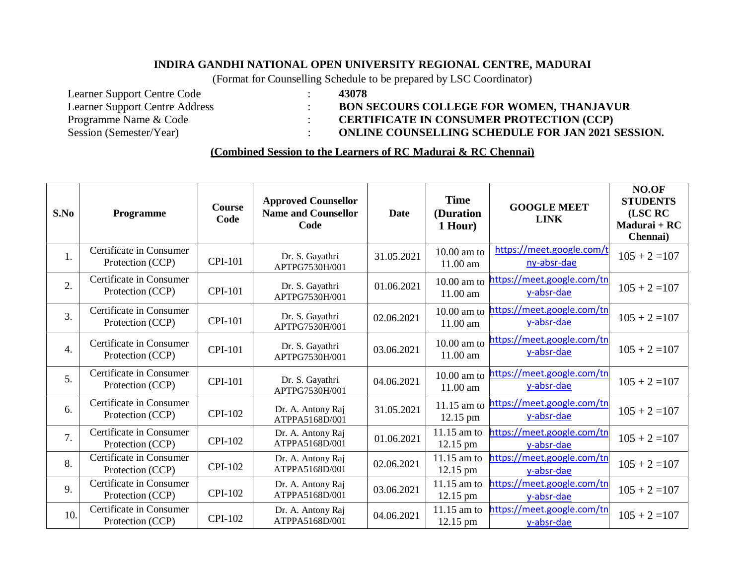# INDIRA GANDHI NATIONAL OPEN UNIVERSITY REGIONAL CENTRE, MADURAI

(Format for Counselling Schedule to be prepared by LSC Coordinator)

| | | |
|---|---|---|
| Learner Support Centre Code | : | **43078** |
| Learner Support Centre Address | : | **BON SECOURS COLLEGE FOR WOMEN, THANJAVUR** |
| Programme Name & Code | : | **CERTIFICATE IN CONSUMER PROTECTION (CCP)** |
| Session (Semester/Year) | : | **ONLINE COUNSELLING SCHEDULE FOR JAN 2021 SESSION.** |

**(Combined Session to the Learners of RC Madurai & RC Chennai)**

| S.No | Programme | Course Code | Approved Counsellor Name and Counsellor Code | Date | Time (Duration 1 Hour) | GOOGLE MEET LINK | NO.OF STUDENTS (LSC RC Madurai + RC Chennai) |
|---|---|---|---|---|---|---|---|
| 1. | Certificate in Consumer Protection (CCP) | CPI-101 | Dr. S. Gayathri APTPG7530H/001 | 31.05.2021 | 10.00 am to 11.00 am | https://meet.google.com/tny-absr-dae | 105 + 2 =107 |
| 2. | Certificate in Consumer Protection (CCP) | CPI-101 | Dr. S. Gayathri APTPG7530H/001 | 01.06.2021 | 10.00 am to 11.00 am | https://meet.google.com/tny-absr-dae | 105 + 2 =107 |
| 3. | Certificate in Consumer Protection (CCP) | CPI-101 | Dr. S. Gayathri APTPG7530H/001 | 02.06.2021 | 10.00 am to 11.00 am | https://meet.google.com/tny-absr-dae | 105 + 2 =107 |
| 4. | Certificate in Consumer Protection (CCP) | CPI-101 | Dr. S. Gayathri APTPG7530H/001 | 03.06.2021 | 10.00 am to 11.00 am | https://meet.google.com/tny-absr-dae | 105 + 2 =107 |
| 5. | Certificate in Consumer Protection (CCP) | CPI-101 | Dr. S. Gayathri APTPG7530H/001 | 04.06.2021 | 10.00 am to 11.00 am | https://meet.google.com/tny-absr-dae | 105 + 2 =107 |
| 6. | Certificate in Consumer Protection (CCP) | CPI-102 | Dr. A. Antony Raj ATPPA5168D/001 | 31.05.2021 | 11.15 am to 12.15 pm | https://meet.google.com/tny-absr-dae | 105 + 2 =107 |
| 7. | Certificate in Consumer Protection (CCP) | CPI-102 | Dr. A. Antony Raj ATPPA5168D/001 | 01.06.2021 | 11.15 am to 12.15 pm | https://meet.google.com/tny-absr-dae | 105 + 2 =107 |
| 8. | Certificate in Consumer Protection (CCP) | CPI-102 | Dr. A. Antony Raj ATPPA5168D/001 | 02.06.2021 | 11.15 am to 12.15 pm | https://meet.google.com/tny-absr-dae | 105 + 2 =107 |
| 9. | Certificate in Consumer Protection (CCP) | CPI-102 | Dr. A. Antony Raj ATPPA5168D/001 | 03.06.2021 | 11.15 am to 12.15 pm | https://meet.google.com/tny-absr-dae | 105 + 2 =107 |
| 10. | Certificate in Consumer Protection (CCP) | CPI-102 | Dr. A. Antony Raj ATPPA5168D/001 | 04.06.2021 | 11.15 am to 12.15 pm | https://meet.google.com/tny-absr-dae | 105 + 2 =107 |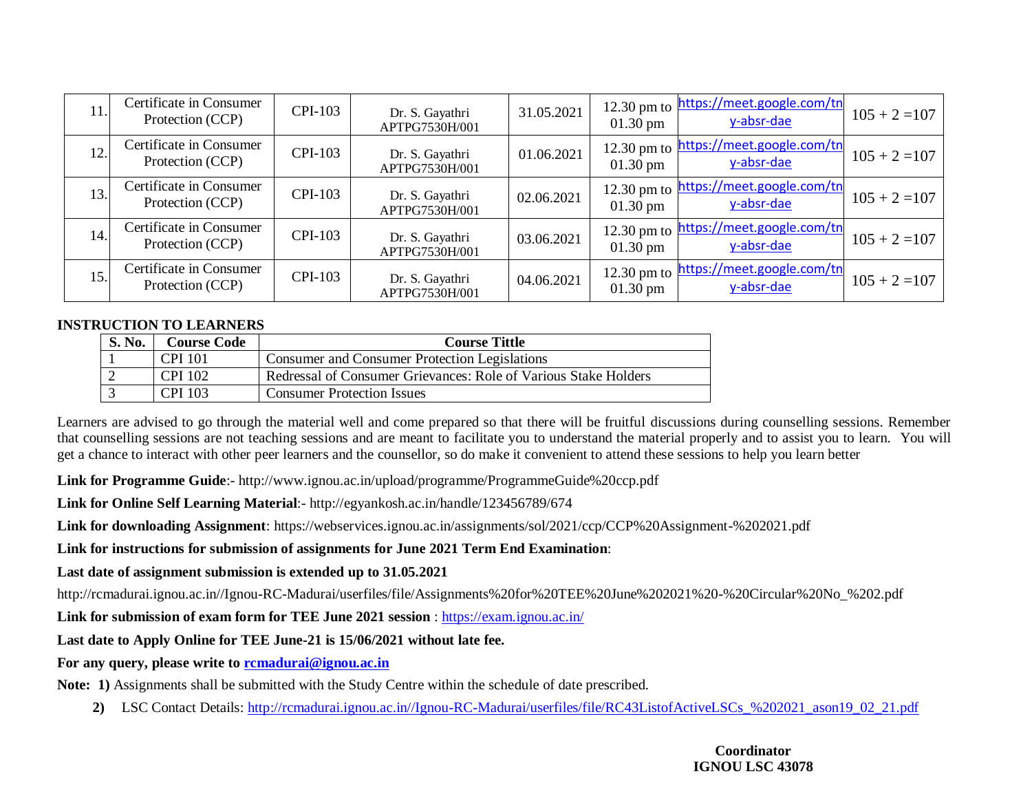| | | | | | | | |
|---|---|---|---|---|---|---|---|
| 11. | Certificate in Consumer Protection (CCP) | CPI-103 | Dr. S. Gayathri APTPG7530H/001 | 31.05.2021 | 12.30 pm to 01.30 pm | https://meet.google.com/tny-absr-dae | 105 + 2 =107 |
| 12. | Certificate in Consumer Protection (CCP) | CPI-103 | Dr. S. Gayathri APTPG7530H/001 | 01.06.2021 | 12.30 pm to 01.30 pm | https://meet.google.com/tny-absr-dae | 105 + 2 =107 |
| 13. | Certificate in Consumer Protection (CCP) | CPI-103 | Dr. S. Gayathri APTPG7530H/001 | 02.06.2021 | 12.30 pm to 01.30 pm | https://meet.google.com/tny-absr-dae | 105 + 2 =107 |
| 14. | Certificate in Consumer Protection (CCP) | CPI-103 | Dr. S. Gayathri APTPG7530H/001 | 03.06.2021 | 12.30 pm to 01.30 pm | https://meet.google.com/tny-absr-dae | 105 + 2 =107 |
| 15. | Certificate in Consumer Protection (CCP) | CPI-103 | Dr. S. Gayathri APTPG7530H/001 | 04.06.2021 | 12.30 pm to 01.30 pm | https://meet.google.com/tny-absr-dae | 105 + 2 =107 |

**INSTRUCTION TO LEARNERS**

| S. No. | Course Code | Course Tittle |
|---|---|---|
| 1 | CPI 101 | Consumer and Consumer Protection Legislations |
| 2 | CPI 102 | Redressal of Consumer Grievances: Role of Various Stake Holders |
| 3 | CPI 103 | Consumer Protection Issues |

Learners are advised to go through the material well and come prepared so that there will be fruitful discussions during counselling sessions. Remember that counselling sessions are not teaching sessions and are meant to facilitate you to understand the material properly and to assist you to learn. You will get a chance to interact with other peer learners and the counsellor, so do make it convenient to attend these sessions to help you learn better

**Link for Programme Guide**:- http://www.ignou.ac.in/upload/programme/ProgrammeGuide%20ccp.pdf

**Link for Online Self Learning Material**:- http://egyankosh.ac.in/handle/123456789/674

**Link for downloading Assignment**: https://webservices.ignou.ac.in/assignments/sol/2021/ccp/CCP%20Assignment-%202021.pdf

**Link for instructions for submission of assignments for June 2021 Term End Examination**:

**Last date of assignment submission is extended up to 31.05.2021**

http://rcmadurai.ignou.ac.in//Ignou-RC-Madurai/userfiles/file/Assignments%20for%20TEE%20June%202021%20-%20Circular%20No_%202.pdf

**Link for submission of exam form for TEE June 2021 session** : https://exam.ignou.ac.in/

**Last date to Apply Online for TEE June-21 is 15/06/2021 without late fee.**

**For any query, please write to rcmadurai@ignou.ac.in**

**Note: 1)** Assignments shall be submitted with the Study Centre within the schedule of date prescribed.

**2)** LSC Contact Details: http://rcmadurai.ignou.ac.in//Ignou-RC-Madurai/userfiles/file/RC43ListofActiveLSCs_%202021_ason19_02_21.pdf

**Coordinator**
**IGNOU LSC 43078**